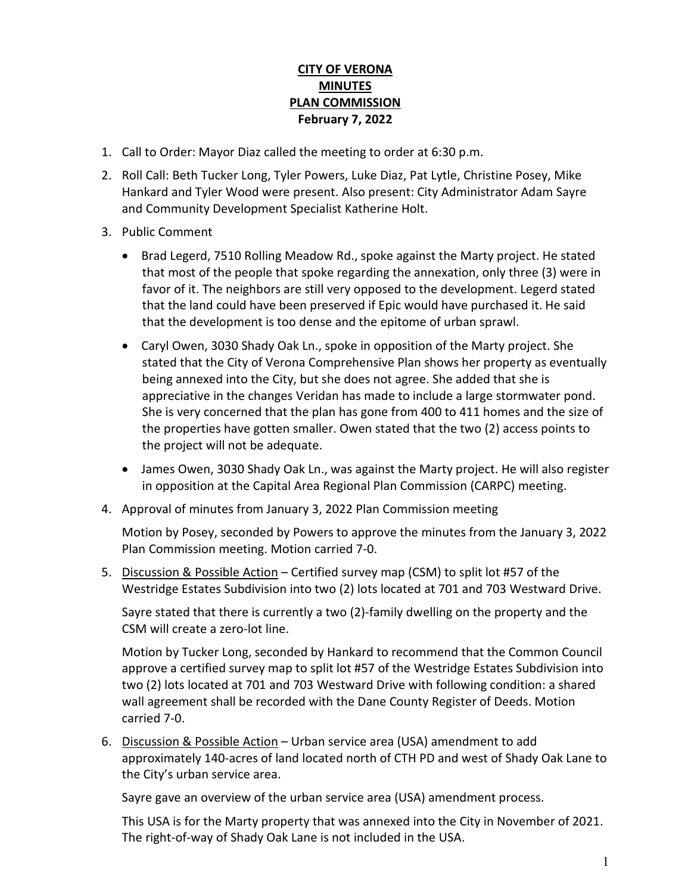# CITY OF VERONA
# MINUTES
# PLAN COMMISSION
## February 7, 2022

1. Call to Order: Mayor Diaz called the meeting to order at 6:30 p.m.

2. Roll Call: Beth Tucker Long, Tyler Powers, Luke Diaz, Pat Lytle, Christine Posey, Mike Hankard and Tyler Wood were present. Also present: City Administrator Adam Sayre and Community Development Specialist Katherine Holt.

3. Public Comment

   - Brad Legerd, 7510 Rolling Meadow Rd., spoke against the Marty project. He stated that most of the people that spoke regarding the annexation, only three (3) were in favor of it. The neighbors are still very opposed to the development. Legerd stated that the land could have been preserved if Epic would have purchased it. He said that the development is too dense and the epitome of urban sprawl.
   - Caryl Owen, 3030 Shady Oak Ln., spoke in opposition of the Marty project. She stated that the City of Verona Comprehensive Plan shows her property as eventually being annexed into the City, but she does not agree. She added that she is appreciative in the changes Veridan has made to include a large stormwater pond. She is very concerned that the plan has gone from 400 to 411 homes and the size of the properties have gotten smaller. Owen stated that the two (2) access points to the project will not be adequate.
   - James Owen, 3030 Shady Oak Ln., was against the Marty project. He will also register in opposition at the Capital Area Regional Plan Commission (CARPC) meeting.

4. Approval of minutes from January 3, 2022 Plan Commission meeting

   Motion by Posey, seconded by Powers to approve the minutes from the January 3, 2022 Plan Commission meeting. Motion carried 7-0.

5. Discussion & Possible Action – Certified survey map (CSM) to split lot #57 of the Westridge Estates Subdivision into two (2) lots located at 701 and 703 Westward Drive.

   Sayre stated that there is currently a two (2)-family dwelling on the property and the CSM will create a zero-lot line.

   Motion by Tucker Long, seconded by Hankard to recommend that the Common Council approve a certified survey map to split lot #57 of the Westridge Estates Subdivision into two (2) lots located at 701 and 703 Westward Drive with following condition: a shared wall agreement shall be recorded with the Dane County Register of Deeds. Motion carried 7-0.

6. Discussion & Possible Action – Urban service area (USA) amendment to add approximately 140-acres of land located north of CTH PD and west of Shady Oak Lane to the City's urban service area.

   Sayre gave an overview of the urban service area (USA) amendment process.

   This USA is for the Marty property that was annexed into the City in November of 2021. The right-of-way of Shady Oak Lane is not included in the USA.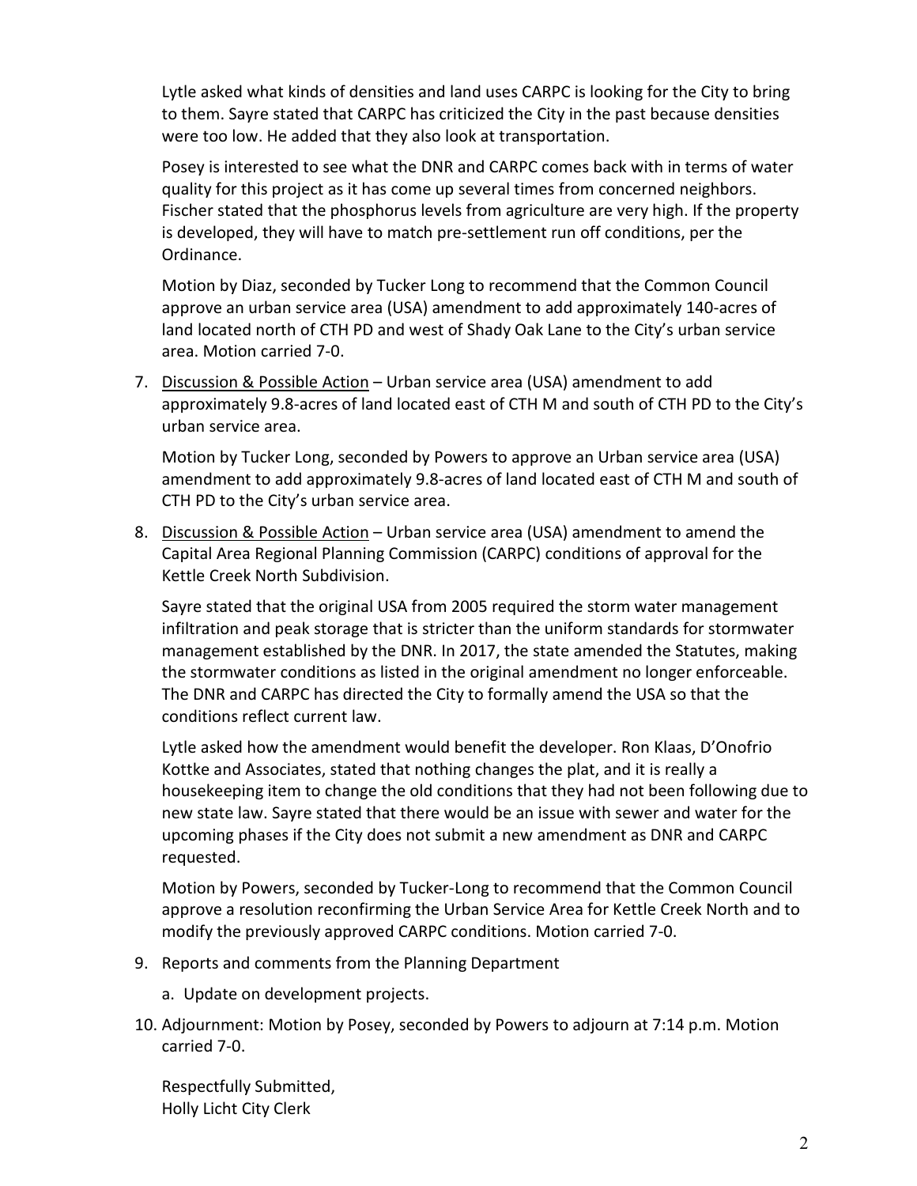Lytle asked what kinds of densities and land uses CARPC is looking for the City to bring to them. Sayre stated that CARPC has criticized the City in the past because densities were too low. He added that they also look at transportation.

Posey is interested to see what the DNR and CARPC comes back with in terms of water quality for this project as it has come up several times from concerned neighbors. Fischer stated that the phosphorus levels from agriculture are very high. If the property is developed, they will have to match pre-settlement run off conditions, per the Ordinance.

Motion by Diaz, seconded by Tucker Long to recommend that the Common Council approve an urban service area (USA) amendment to add approximately 140-acres of land located north of CTH PD and west of Shady Oak Lane to the City's urban service area. Motion carried 7-0.

7. Discussion & Possible Action – Urban service area (USA) amendment to add approximately 9.8-acres of land located east of CTH M and south of CTH PD to the City's urban service area.

   Motion by Tucker Long, seconded by Powers to approve an Urban service area (USA) amendment to add approximately 9.8-acres of land located east of CTH M and south of CTH PD to the City's urban service area.

8. Discussion & Possible Action – Urban service area (USA) amendment to amend the Capital Area Regional Planning Commission (CARPC) conditions of approval for the Kettle Creek North Subdivision.

   Sayre stated that the original USA from 2005 required the storm water management infiltration and peak storage that is stricter than the uniform standards for stormwater management established by the DNR. In 2017, the state amended the Statutes, making the stormwater conditions as listed in the original amendment no longer enforceable. The DNR and CARPC has directed the City to formally amend the USA so that the conditions reflect current law.

   Lytle asked how the amendment would benefit the developer. Ron Klaas, D'Onofrio Kottke and Associates, stated that nothing changes the plat, and it is really a housekeeping item to change the old conditions that they had not been following due to new state law. Sayre stated that there would be an issue with sewer and water for the upcoming phases if the City does not submit a new amendment as DNR and CARPC requested.

   Motion by Powers, seconded by Tucker-Long to recommend that the Common Council approve a resolution reconfirming the Urban Service Area for Kettle Creek North and to modify the previously approved CARPC conditions. Motion carried 7-0.

9. Reports and comments from the Planning Department

   a. Update on development projects.

10. Adjournment: Motion by Posey, seconded by Powers to adjourn at 7:14 p.m. Motion carried 7-0.

Respectfully Submitted,
Holly Licht City Clerk